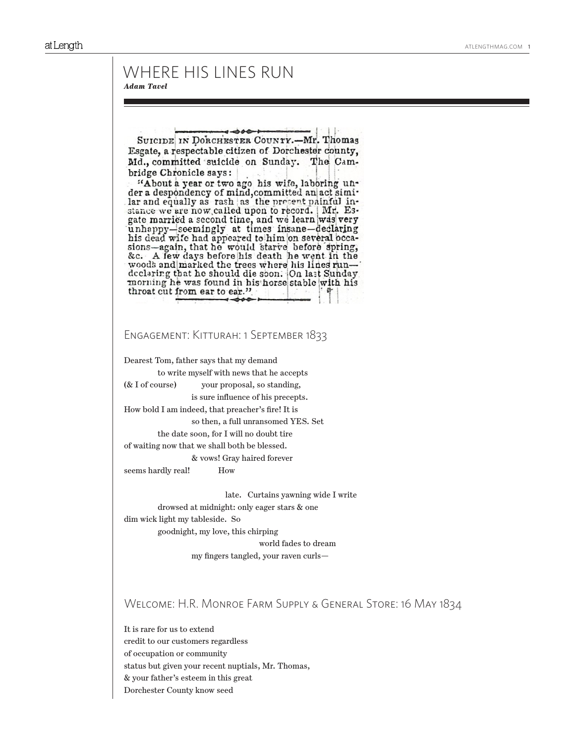# WHERE HIS LINES RUN

***Adam Tavel***

SUICIDE IN DORCHESTER COUNTY.—Mr. Thomas Esgate, a respectable citizen of Dorchester county, Md., committed suicide on Sunday. The Cambridge Chronicle says:

"About a year or two ago his wife, laboring under a despondency of mind, committed an act similar and equally as rash as the present painful instance we are now called upon to record. Mr. Esgate married a second time, and we learn was very unhappy—seemingly at times insane—declaring his dead wife had appeared to him on several occasions—again, that he would starve before spring, &c. A few days before his death he went in the woods and marked the trees where his lines run—declaring that he should die soon. On last Sunday morning he was found in his horse stable with his throat cut from ear to ear."

## ENGAGEMENT: KITTURAH: 1 SEPTEMBER 1833

Dearest Tom, father says that my demand  
            to write myself with news that he accepts  
(& I of course)            your proposal, so standing,  
                        is sure influence of his precepts.  
How bold I am indeed, that preacher's fire! It is  
                        so then, a full unransomed YES. Set  
            the date soon, for I will no doubt tire  
of waiting now that we shall both be blessed.  
                        & vows! Gray haired forever  
seems hardly real!            How

                                    late.   Curtains yawning wide I write  
            drowsed at midnight: only eager stars & one  
dim wick light my tableside.  So  
            goodnight, my love, this chirping  
                                                world fades to dream  
                        my fingers tangled, your raven curls—

## WELCOME: H.R. MONROE FARM SUPPLY & GENERAL STORE: 16 MAY 1834

It is rare for us to extend  
credit to our customers regardless  
of occupation or community  
status but given your recent nuptials, Mr. Thomas,  
& your father's esteem in this great  
Dorchester County know seed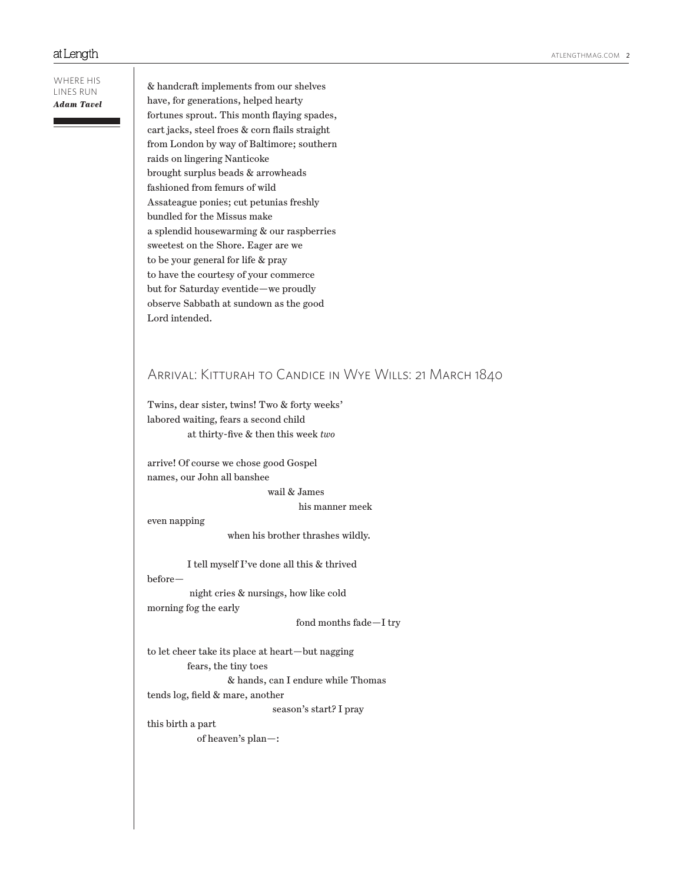& handcraft implements from our shelves
have, for generations, helped hearty
fortunes sprout. This month flaying spades,
cart jacks, steel froes & corn flails straight
from London by way of Baltimore; southern
raids on lingering Nanticoke
brought surplus beads & arrowheads
fashioned from femurs of wild
Assateague ponies; cut petunias freshly
bundled for the Missus make
a splendid housewarming & our raspberries
sweetest on the Shore. Eager are we
to be your general for life & pray
to have the courtesy of your commerce
but for Saturday eventide—we proudly
observe Sabbath at sundown as the good
Lord intended.

## Arrival: Kitturah to Candice in Wye Wills: 21 March 1840

Twins, dear sister, twins! Two & forty weeks'
labored waiting, fears a second child
            at thirty-five & then this week *two*

arrive! Of course we chose good Gospel
names, our John all banshee
                                    wail & James
                                            his manner meek
even napping
                        when his brother thrashes wildly.

            I tell myself I've done all this & thrived
before—
            night cries & nursings, how like cold
morning fog the early
                                            fond months fade—I try

to let cheer take its place at heart—but nagging
            fears, the tiny toes
                        & hands, can I endure while Thomas
tends log, field & mare, another
                                    season's start? I pray
this birth a part
            of heaven's plan—: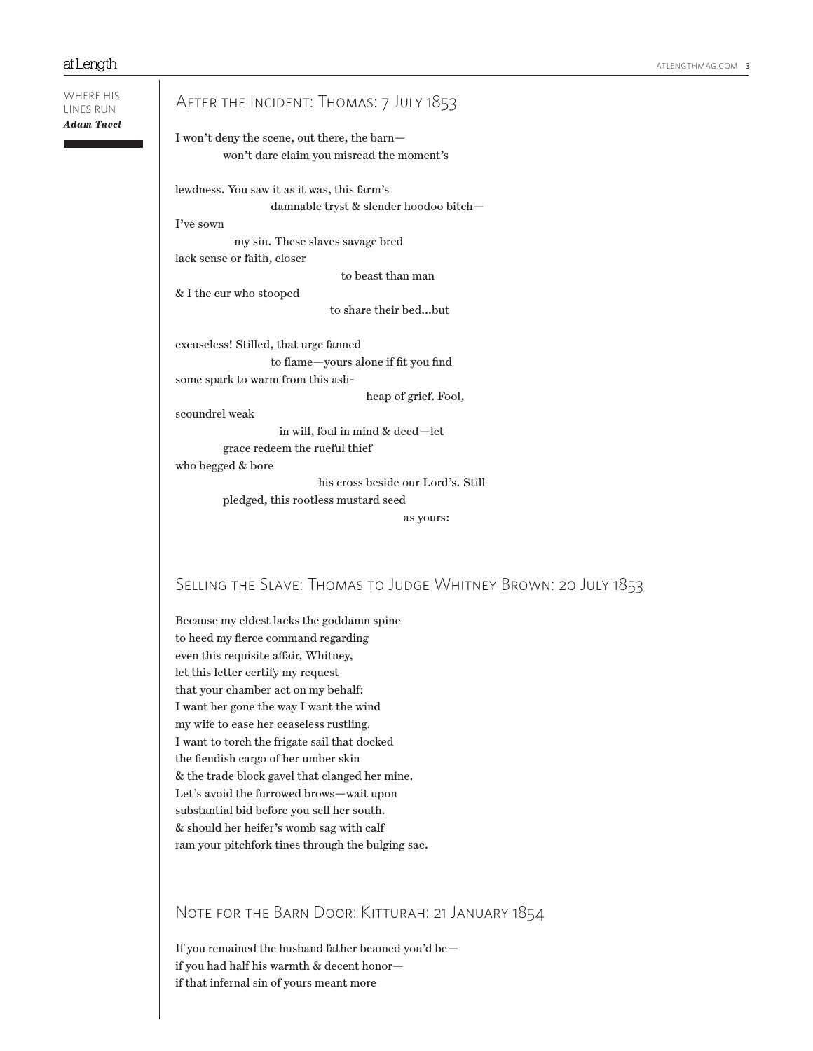## After the Incident: Thomas: 7 July 1853

I won't deny the scene, out there, the barn—
    won't dare claim you misread the moment's

lewdness. You saw it as it was, this farm's
        damnable tryst & slender hoodoo bitch—
I've sown
    my sin. These slaves savage bred
lack sense or faith, closer
            to beast than man
& I the cur who stooped
            to share their bed…but

excuseless! Stilled, that urge fanned
        to flame—yours alone if fit you find
some spark to warm from this ash-
                heap of grief. Fool,
scoundrel weak
        in will, foul in mind & deed—let
    grace redeem the rueful thief
who begged & bore
            his cross beside our Lord's. Still
    pledged, this rootless mustard seed
                as yours:

## Selling the Slave: Thomas to Judge Whitney Brown: 20 July 1853

Because my eldest lacks the goddamn spine
to heed my fierce command regarding
even this requisite affair, Whitney,
let this letter certify my request
that your chamber act on my behalf:
I want her gone the way I want the wind
my wife to ease her ceaseless rustling.
I want to torch the frigate sail that docked
the fiendish cargo of her umber skin
& the trade block gavel that clanged her mine.
Let's avoid the furrowed brows—wait upon
substantial bid before you sell her south.
& should her heifer's womb sag with calf
ram your pitchfork tines through the bulging sac.

## Note for the Barn Door: Kitturah: 21 January 1854

If you remained the husband father beamed you'd be—
if you had half his warmth & decent honor—
if that infernal sin of yours meant more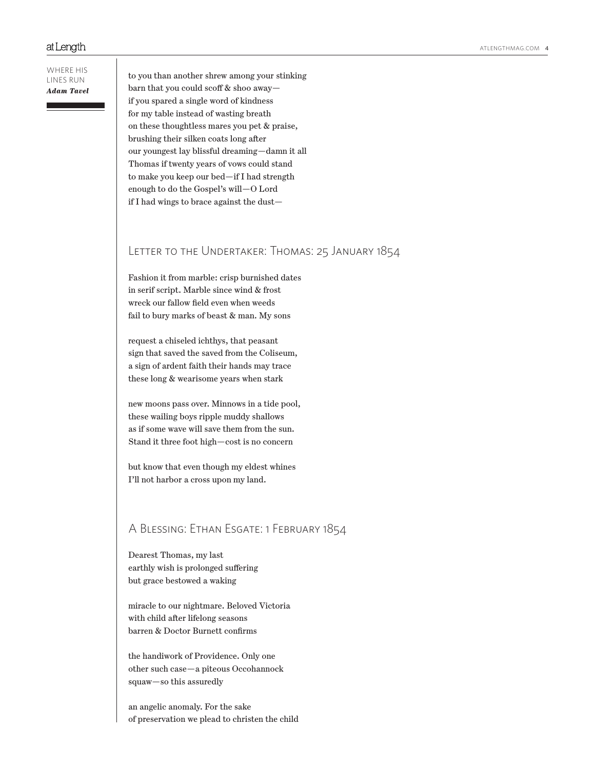to you than another shrew among your stinking  
barn that you could scoff & shoo away—  
if you spared a single word of kindness  
for my table instead of wasting breath  
on these thoughtless mares you pet & praise,  
brushing their silken coats long after  
our youngest lay blissful dreaming—damn it all  
Thomas if twenty years of vows could stand  
to make you keep our bed—if I had strength  
enough to do the Gospel's will—O Lord  
if I had wings to brace against the dust—

## Letter to the Undertaker: Thomas: 25 January 1854

Fashion it from marble: crisp burnished dates  
in serif script. Marble since wind & frost  
wreck our fallow field even when weeds  
fail to bury marks of beast & man. My sons

request a chiseled ichthys, that peasant  
sign that saved the saved from the Coliseum,  
a sign of ardent faith their hands may trace  
these long & wearisome years when stark

new moons pass over. Minnows in a tide pool,  
these wailing boys ripple muddy shallows  
as if some wave will save them from the sun.  
Stand it three foot high—cost is no concern

but know that even though my eldest whines  
I'll not harbor a cross upon my land.

## A Blessing: Ethan Esgate: 1 February 1854

Dearest Thomas, my last  
earthly wish is prolonged suffering  
but grace bestowed a waking

miracle to our nightmare. Beloved Victoria  
with child after lifelong seasons  
barren & Doctor Burnett confirms

the handiwork of Providence. Only one  
other such case—a piteous Occohannock  
squaw—so this assuredly

an angelic anomaly. For the sake  
of preservation we plead to christen the child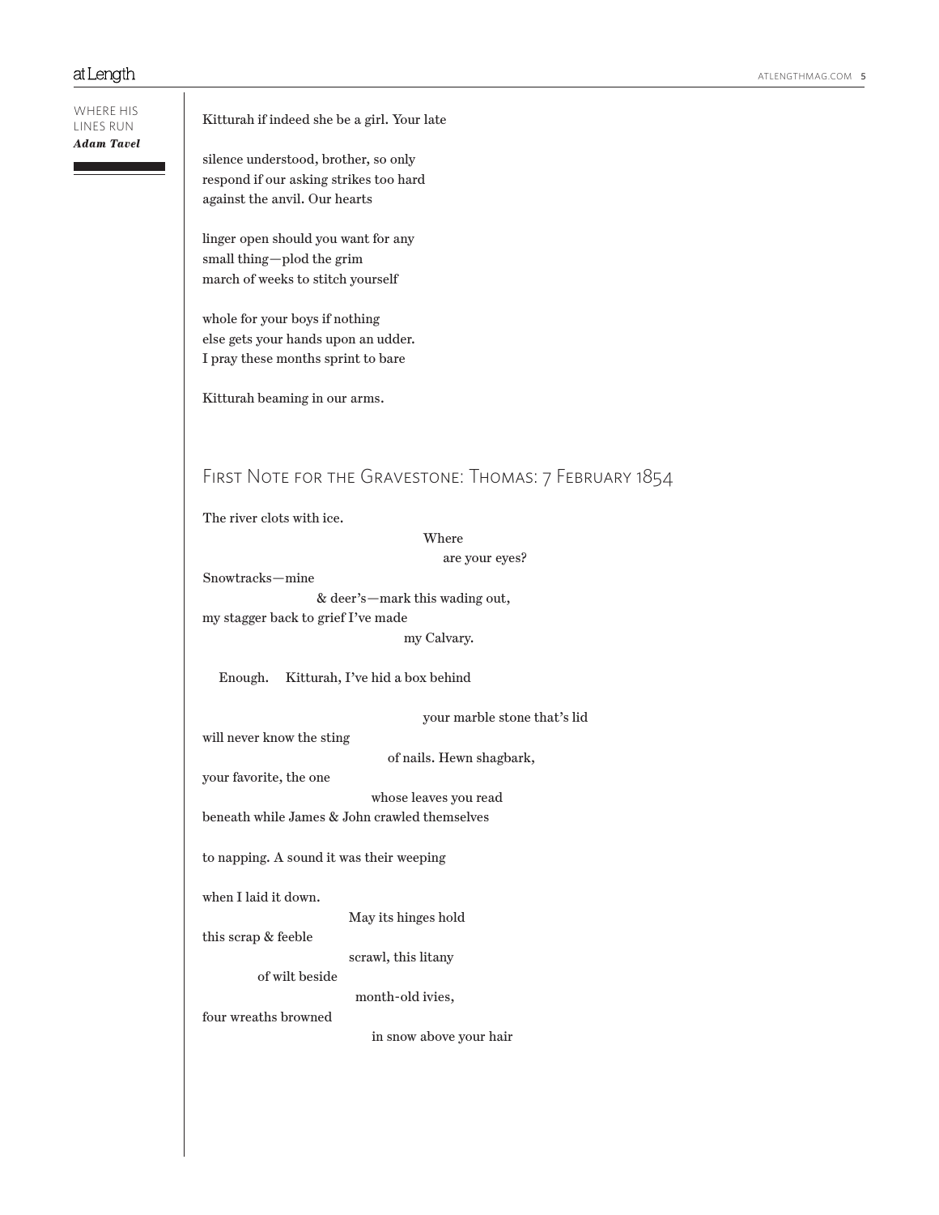Kitturah if indeed she be a girl. Your late

silence understood, brother, so only  
respond if our asking strikes too hard  
against the anvil. Our hearts

linger open should you want for any  
small thing—plod the grim  
march of weeks to stitch yourself

whole for your boys if nothing  
else gets your hands upon an udder.  
I pray these months sprint to bare

Kitturah beaming in our arms.

## First Note for the Gravestone: Thomas: 7 February 1854

The river clots with ice.  
                                                            Where  
                                                                 are your eyes?  
Snowtracks—mine  
                                  & deer's—mark this wading out,  
my stagger back to grief I've made  
                                                       my Calvary.

    Enough.     Kitturah, I've hid a box behind

                                                            your marble stone that's lid  
will never know the sting  
                                                   of nails. Hewn shagbark,  
your favorite, the one  
                                              whose leaves you read  
beneath while James & John crawled themselves

to napping. A sound it was their weeping

when I laid it down.  
                                          May its hinges hold  
this scrap & feeble  
                                          scrawl, this litany  
               of wilt beside  
                                            month-old ivies,  
four wreaths browned  
                                               in snow above your hair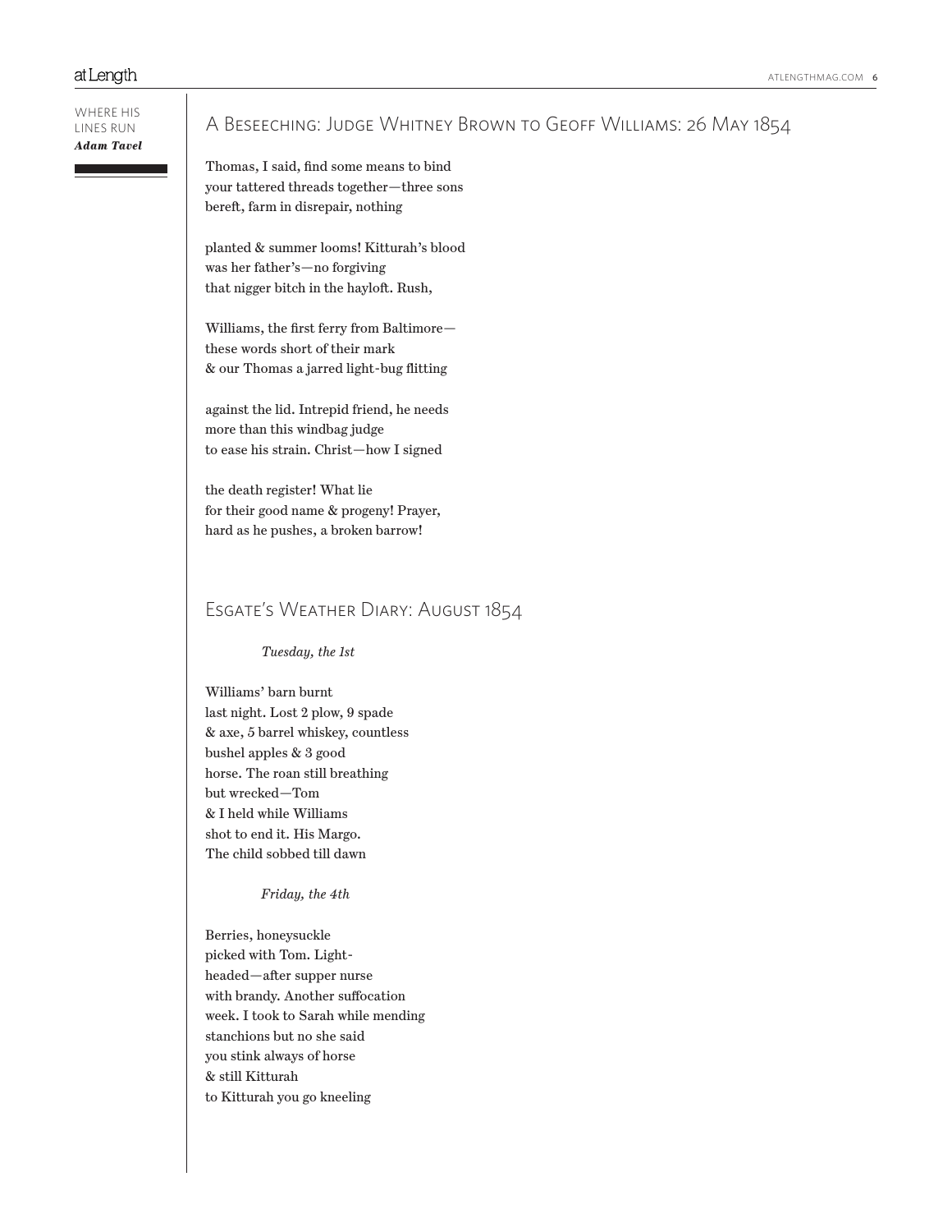## A Beseeching: Judge Whitney Brown to Geoff Williams: 26 May 1854

Thomas, I said, find some means to bind
your tattered threads together—three sons
bereft, farm in disrepair, nothing

planted & summer looms! Kitturah's blood
was her father's—no forgiving
that nigger bitch in the hayloft. Rush,

Williams, the first ferry from Baltimore—
these words short of their mark
& our Thomas a jarred light-bug flitting

against the lid. Intrepid friend, he needs
more than this windbag judge
to ease his strain. Christ—how I signed

the death register! What lie
for their good name & progeny! Prayer,
hard as he pushes, a broken barrow!

## Esgate's Weather Diary: August 1854

*Tuesday, the 1st*

Williams' barn burnt
last night. Lost 2 plow, 9 spade
& axe, 5 barrel whiskey, countless
bushel apples & 3 good
horse. The roan still breathing
but wrecked—Tom
& I held while Williams
shot to end it. His Margo.
The child sobbed till dawn

*Friday, the 4th*

Berries, honeysuckle
picked with Tom. Light-
headed—after supper nurse
with brandy. Another suffocation
week. I took to Sarah while mending
stanchions but no she said
you stink always of horse
& still Kitturah
to Kitturah you go kneeling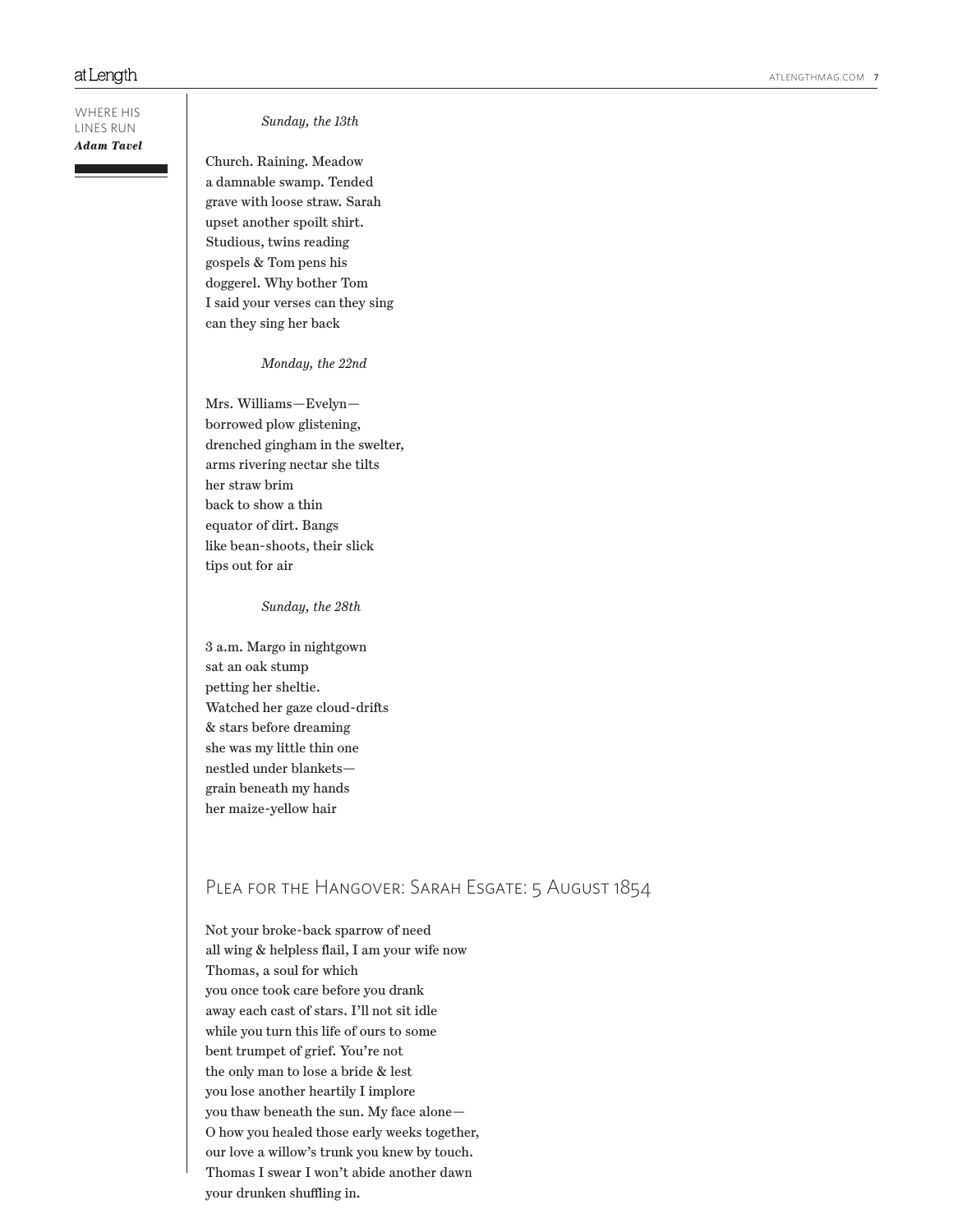*Sunday, the 13th*

Church. Raining. Meadow  
a damnable swamp. Tended  
grave with loose straw. Sarah  
upset another spoilt shirt.  
Studious, twins reading  
gospels & Tom pens his  
doggerel. Why bother Tom  
I said your verses can they sing  
can they sing her back

*Monday, the 22nd*

Mrs. Williams—Evelyn—  
borrowed plow glistening,  
drenched gingham in the swelter,  
arms rivering nectar she tilts  
her straw brim  
back to show a thin  
equator of dirt. Bangs  
like bean-shoots, their slick  
tips out for air

*Sunday, the 28th*

3 a.m. Margo in nightgown  
sat an oak stump  
petting her sheltie.  
Watched her gaze cloud-drifts  
& stars before dreaming  
she was my little thin one  
nestled under blankets—  
grain beneath my hands  
her maize-yellow hair

## Plea for the Hangover: Sarah Esgate: 5 August 1854

Not your broke-back sparrow of need  
all wing & helpless flail, I am your wife now  
Thomas, a soul for which  
you once took care before you drank  
away each cast of stars. I'll not sit idle  
while you turn this life of ours to some  
bent trumpet of grief. You're not  
the only man to lose a bride & lest  
you lose another heartily I implore  
you thaw beneath the sun. My face alone—  
O how you healed those early weeks together,  
our love a willow's trunk you knew by touch.  
Thomas I swear I won't abide another dawn  
your drunken shuffling in.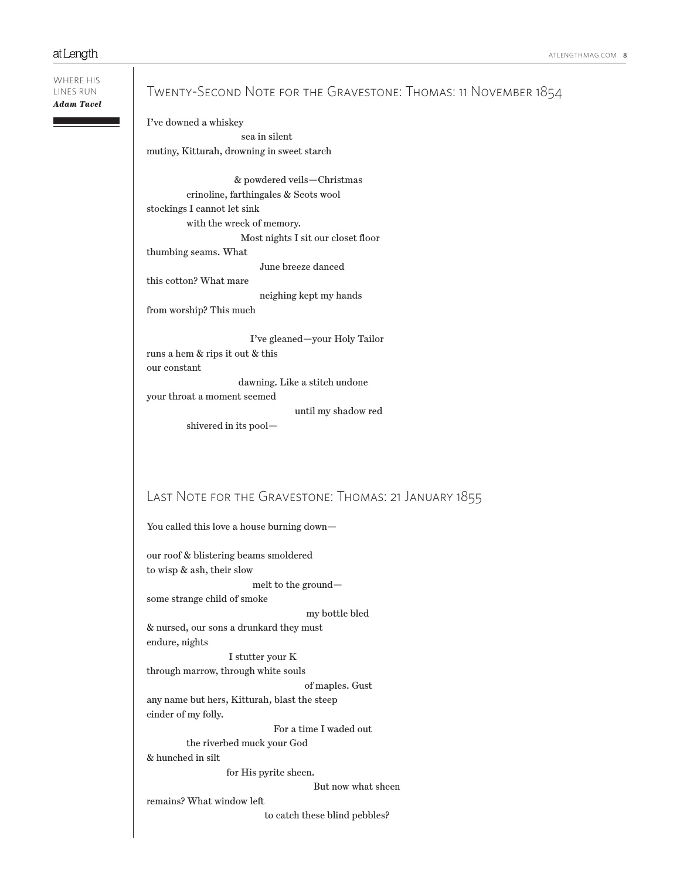## Twenty-Second Note for the Gravestone: Thomas: 11 November 1854

I've downed a whiskey
sea in silent
mutiny, Kitturah, drowning in sweet starch

& powdered veils—Christmas
crinoline, farthingales & Scots wool
stockings I cannot let sink
with the wreck of memory.
Most nights I sit our closet floor
thumbing seams. What
June breeze danced
this cotton? What mare
neighing kept my hands
from worship? This much

I've gleaned—your Holy Tailor
runs a hem & rips it out & this
our constant
dawning. Like a stitch undone
your throat a moment seemed
until my shadow red
shivered in its pool—

## Last Note for the Gravestone: Thomas: 21 January 1855

You called this love a house burning down—

our roof & blistering beams smoldered
to wisp & ash, their slow
melt to the ground—
some strange child of smoke
my bottle bled
& nursed, our sons a drunkard they must
endure, nights
I stutter your K
through marrow, through white souls
of maples. Gust
any name but hers, Kitturah, blast the steep
cinder of my folly.
For a time I waded out
the riverbed muck your God
& hunched in silt
for His pyrite sheen.
But now what sheen
remains? What window left
to catch these blind pebbles?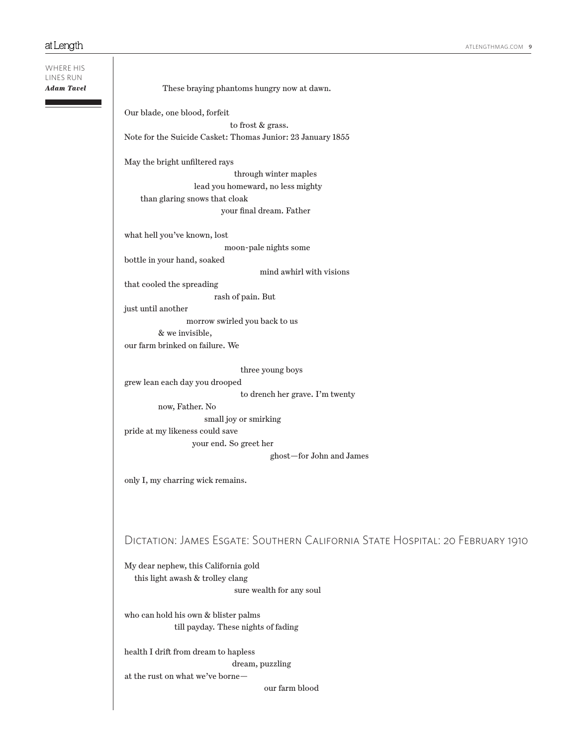These braying phantoms hungry now at dawn.

Our blade, one blood, forfeit
to frost & grass.

Note for the Suicide Casket: Thomas Junior: 23 January 1855

May the bright unfiltered rays
through winter maples
lead you homeward, no less mighty
than glaring snows that cloak
your final dream. Father

what hell you've known, lost
moon-pale nights some
bottle in your hand, soaked
mind awhirl with visions
that cooled the spreading
rash of pain. But
just until another
morrow swirled you back to us
& we invisible,
our farm brinked on failure. We

three young boys
grew lean each day you drooped
to drench her grave. I'm twenty
now, Father. No
small joy or smirking
pride at my likeness could save
your end. So greet her
ghost—for John and James

only I, my charring wick remains.

## Dictation: James Esgate: Southern California State Hospital: 20 February 1910

My dear nephew, this California gold
this light awash & trolley clang
sure wealth for any soul

who can hold his own & blister palms
till payday. These nights of fading

health I drift from dream to hapless
dream, puzzling
at the rust on what we've borne—
our farm blood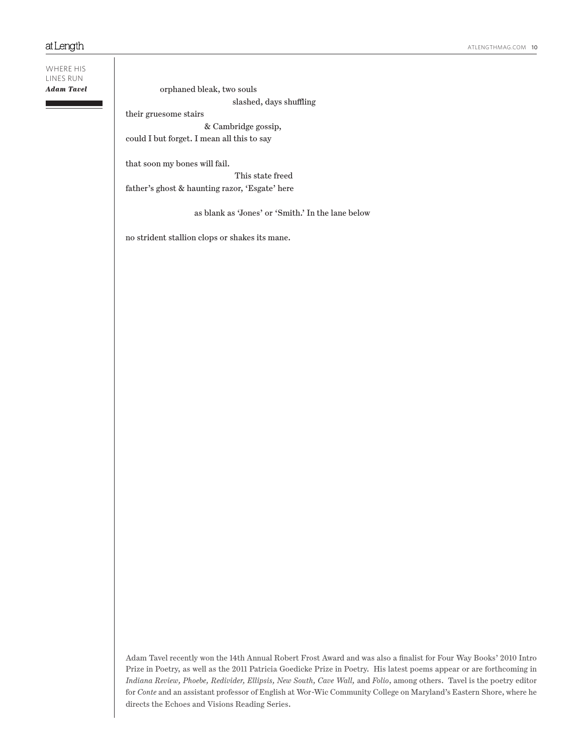orphaned bleak, two souls
slashed, days shuffling
their gruesome stairs
& Cambridge gossip,
could I but forget. I mean all this to say

that soon my bones will fail.
This state freed
father's ghost & haunting razor, 'Esgate' here

as blank as 'Jones' or 'Smith.' In the lane below

no strident stallion clops or shakes its mane.

Adam Tavel recently won the 14th Annual Robert Frost Award and was also a finalist for Four Way Books' 2010 Intro Prize in Poetry, as well as the 2011 Patricia Goedicke Prize in Poetry. His latest poems appear or are forthcoming in *Indiana Review, Phoebe, Redivider, Ellipsis, New South, Cave Wall,* and *Folio*, among others. Tavel is the poetry editor for *Conte* and an assistant professor of English at Wor-Wic Community College on Maryland's Eastern Shore, where he directs the Echoes and Visions Reading Series.